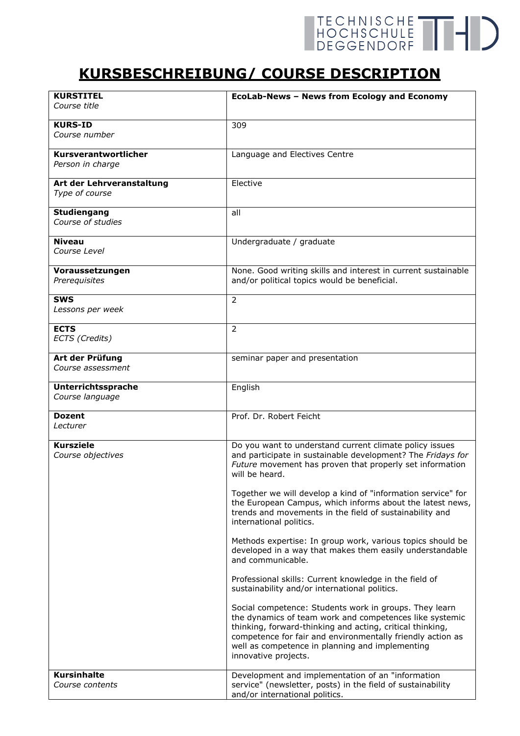# KURSBESCHREIBUNG/ COURSE DESCRIPTION

| **KURSTITEL**<br>*Course title* | **EcoLab-News – News from Ecology and Economy** |
|---|---|
| **KURS-ID**<br>*Course number* | 309 |
| **Kursverantwortlicher**<br>*Person in charge* | Language and Electives Centre |
| **Art der Lehrveranstaltung**<br>*Type of course* | Elective |
| **Studiengang**<br>*Course of studies* | all |
| **Niveau**<br>*Course Level* | Undergraduate / graduate |
| **Voraussetzungen**<br>*Prerequisites* | None. Good writing skills and interest in current sustainable and/or political topics would be beneficial. |
| **SWS**<br>*Lessons per week* | 2 |
| **ECTS**<br>*ECTS (Credits)* | 2 |
| **Art der Prüfung**<br>*Course assessment* | seminar paper and presentation |
| **Unterrichtssprache**<br>*Course language* | English |
| **Dozent**<br>*Lecturer* | Prof. Dr. Robert Feicht |
| **Kursziele**<br>*Course objectives* | Do you want to understand current climate policy issues and participate in sustainable development? The *Fridays for Future* movement has proven that properly set information will be heard.<br><br>Together we will develop a kind of "information service" for the European Campus, which informs about the latest news, trends and movements in the field of sustainability and international politics.<br><br>Methods expertise: In group work, various topics should be developed in a way that makes them easily understandable and communicable.<br><br>Professional skills: Current knowledge in the field of sustainability and/or international politics.<br><br>Social competence: Students work in groups. They learn the dynamics of team work and competences like systemic thinking, forward-thinking and acting, critical thinking, competence for fair and environmentally friendly action as well as competence in planning and implementing innovative projects. |
| **Kursinhalte**<br>*Course contents* | Development and implementation of an "information service" (newsletter, posts) in the field of sustainability and/or international politics. |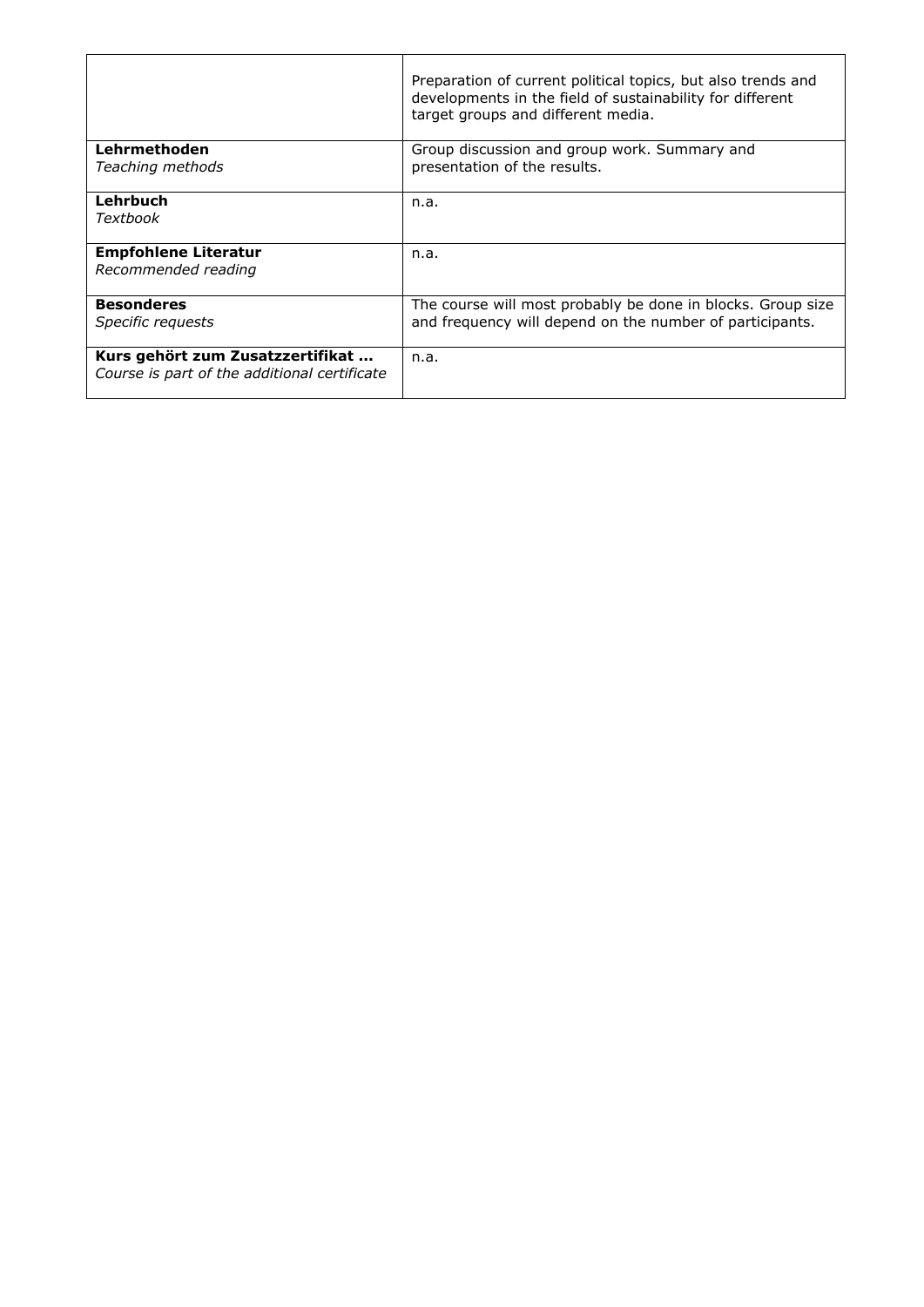| | |
|---|---|
| | Preparation of current political topics, but also trends and developments in the field of sustainability for different target groups and different media. |
| **Lehrmethoden**<br>*Teaching methods* | Group discussion and group work. Summary and presentation of the results. |
| **Lehrbuch**<br>*Textbook* | n.a. |
| **Empfohlene Literatur**<br>*Recommended reading* | n.a. |
| **Besonderes**<br>*Specific requests* | The course will most probably be done in blocks. Group size and frequency will depend on the number of participants. |
| **Kurs gehört zum Zusatzzertifikat ...**<br>*Course is part of the additional certificate* | n.a. |